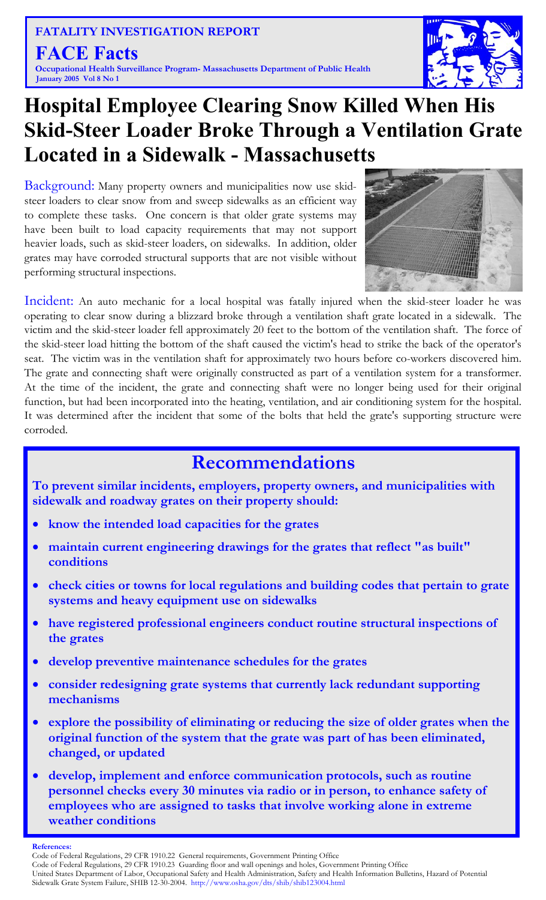**FATALITY INVESTIGATION REPORT**

# FACE Facts

**Occupational Health Surveillance Program- Massachusetts Department of Public Health**
**January 2005 Vol 8 No 1**

# Hospital Employee Clearing Snow Killed When His Skid-Steer Loader Broke Through a Ventilation Grate Located in a Sidewalk - Massachusetts

Background: Many property owners and municipalities now use skid-steer loaders to clear snow from and sweep sidewalks as an efficient way to complete these tasks. One concern is that older grate systems may have been built to load capacity requirements that may not support heavier loads, such as skid-steer loaders, on sidewalks. In addition, older grates may have corroded structural supports that are not visible without performing structural inspections.

Incident: An auto mechanic for a local hospital was fatally injured when the skid-steer loader he was operating to clear snow during a blizzard broke through a ventilation shaft grate located in a sidewalk. The victim and the skid-steer loader fell approximately 20 feet to the bottom of the ventilation shaft. The force of the skid-steer load hitting the bottom of the shaft caused the victim's head to strike the back of the operator's seat. The victim was in the ventilation shaft for approximately two hours before co-workers discovered him. The grate and connecting shaft were originally constructed as part of a ventilation system for a transformer. At the time of the incident, the grate and connecting shaft were no longer being used for their original function, but had been incorporated into the heating, ventilation, and air conditioning system for the hospital. It was determined after the incident that some of the bolts that held the grate's supporting structure were corroded.

## Recommendations

**To prevent similar incidents, employers, property owners, and municipalities with sidewalk and roadway grates on their property should:**

- **know the intended load capacities for the grates**
- **maintain current engineering drawings for the grates that reflect "as built" conditions**
- **check cities or towns for local regulations and building codes that pertain to grate systems and heavy equipment use on sidewalks**
- **have registered professional engineers conduct routine structural inspections of the grates**
- **develop preventive maintenance schedules for the grates**
- **consider redesigning grate systems that currently lack redundant supporting mechanisms**
- **explore the possibility of eliminating or reducing the size of older grates when the original function of the system that the grate was part of has been eliminated, changed, or updated**
- **develop, implement and enforce communication protocols, such as routine personnel checks every 30 minutes via radio or in person, to enhance safety of employees who are assigned to tasks that involve working alone in extreme weather conditions**

**References:**

Code of Federal Regulations, 29 CFR 1910.22 General requirements, Government Printing Office

Code of Federal Regulations, 29 CFR 1910.23 Guarding floor and wall openings and holes, Government Printing Office

United States Department of Labor, Occupational Safety and Health Administration, Safety and Health Information Bulletins, Hazard of Potential Sidewalk Grate System Failure, SHIB 12-30-2004. http://www.osha.gov/dts/shib/shib123004.html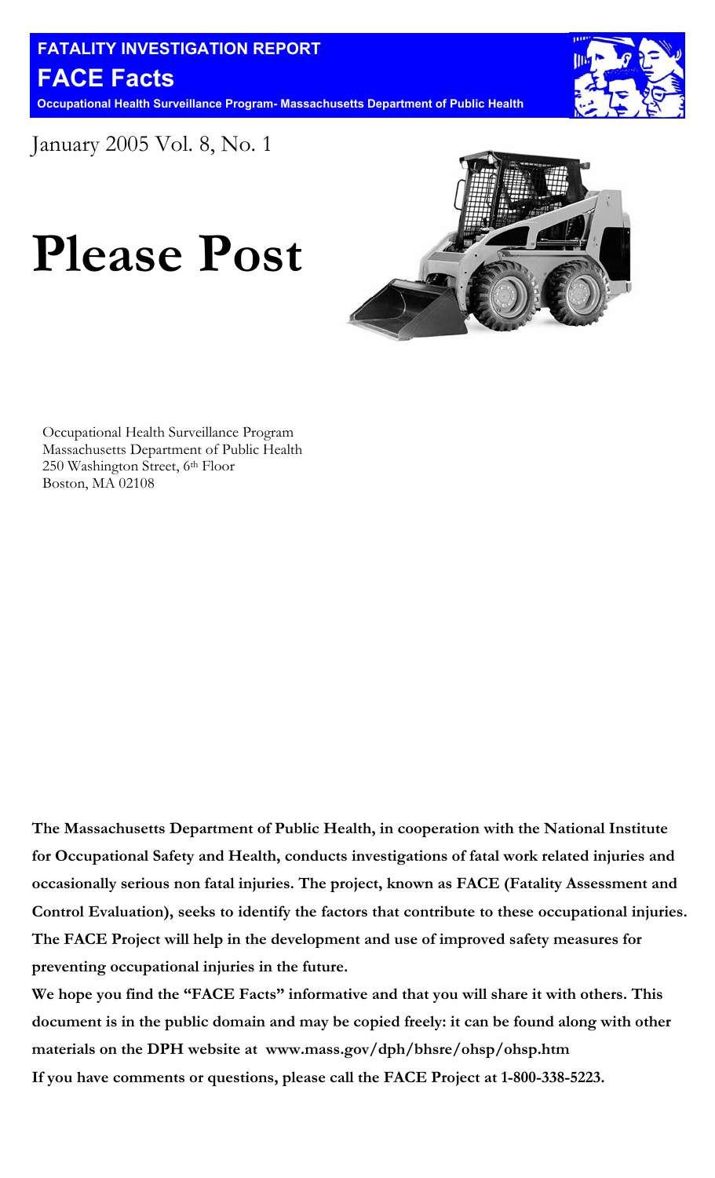# FATALITY INVESTIGATION REPORT

# FACE Facts

**Occupational Health Surveillance Program- Massachusetts Department of Public Health**

January 2005 Vol. 8, No. 1

# Please Post

Occupational Health Surveillance Program
Massachusetts Department of Public Health
250 Washington Street, 6th Floor
Boston, MA 02108

**The Massachusetts Department of Public Health, in cooperation with the National Institute for Occupational Safety and Health, conducts investigations of fatal work related injuries and occasionally serious non fatal injuries. The project, known as FACE (Fatality Assessment and Control Evaluation), seeks to identify the factors that contribute to these occupational injuries. The FACE Project will help in the development and use of improved safety measures for preventing occupational injuries in the future.**

**We hope you find the "FACE Facts" informative and that you will share it with others. This document is in the public domain and may be copied freely: it can be found along with other materials on the DPH website at www.mass.gov/dph/bhsre/ohsp/ohsp.htm**

**If you have comments or questions, please call the FACE Project at 1-800-338-5223.**